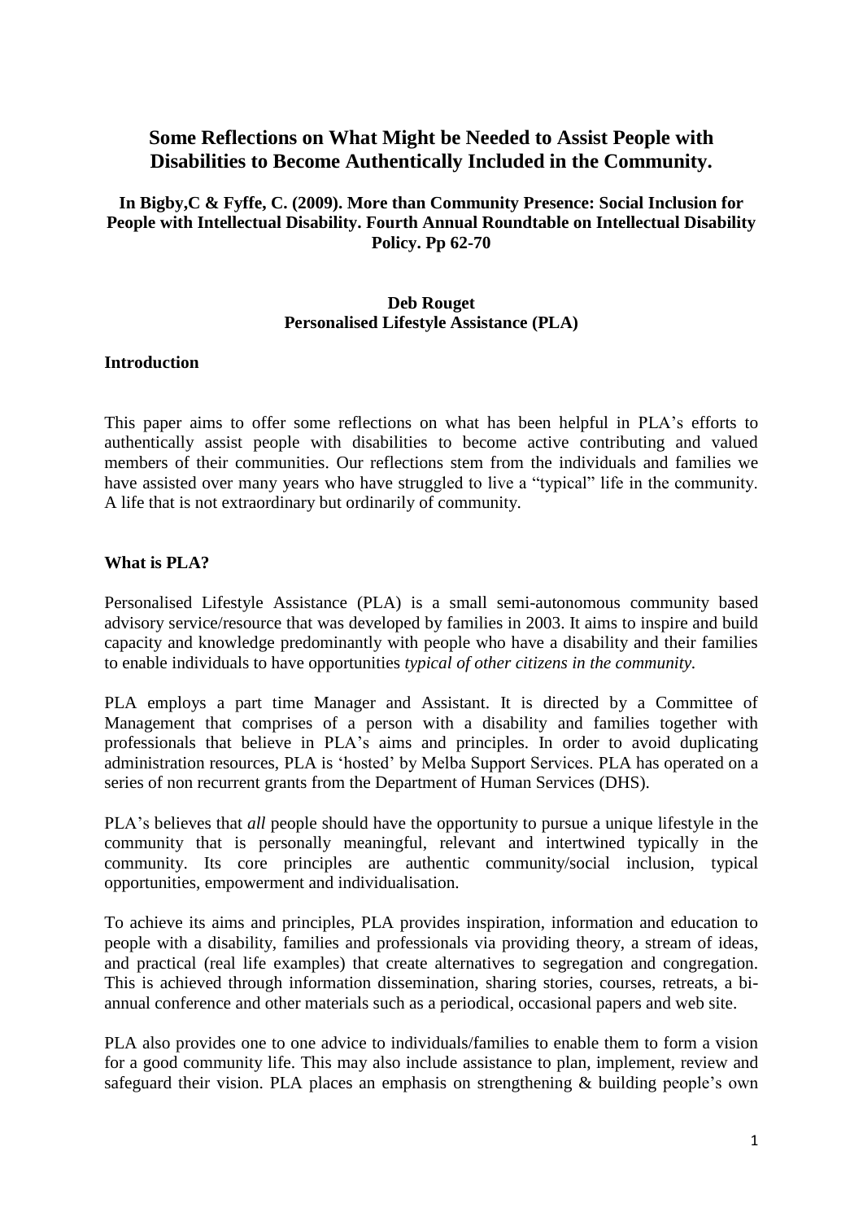# Some Reflections on What Might be Needed to Assist People with Disabilities to Become Authentically Included in the Community.

**In Bigby,C & Fyffe, C. (2009). More than Community Presence: Social Inclusion for People with Intellectual Disability. Fourth Annual Roundtable on Intellectual Disability Policy. Pp 62-70**

**Deb Rouget**
**Personalised Lifestyle Assistance (PLA)**

## Introduction

This paper aims to offer some reflections on what has been helpful in PLA's efforts to authentically assist people with disabilities to become active contributing and valued members of their communities. Our reflections stem from the individuals and families we have assisted over many years who have struggled to live a "typical" life in the community. A life that is not extraordinary but ordinarily of community.

## What is PLA?

Personalised Lifestyle Assistance (PLA) is a small semi-autonomous community based advisory service/resource that was developed by families in 2003. It aims to inspire and build capacity and knowledge predominantly with people who have a disability and their families to enable individuals to have opportunities *typical of other citizens in the community.*

PLA employs a part time Manager and Assistant. It is directed by a Committee of Management that comprises of a person with a disability and families together with professionals that believe in PLA's aims and principles. In order to avoid duplicating administration resources, PLA is 'hosted' by Melba Support Services. PLA has operated on a series of non recurrent grants from the Department of Human Services (DHS).

PLA's believes that *all* people should have the opportunity to pursue a unique lifestyle in the community that is personally meaningful, relevant and intertwined typically in the community. Its core principles are authentic community/social inclusion, typical opportunities, empowerment and individualisation.

To achieve its aims and principles, PLA provides inspiration, information and education to people with a disability, families and professionals via providing theory, a stream of ideas, and practical (real life examples) that create alternatives to segregation and congregation. This is achieved through information dissemination, sharing stories, courses, retreats, a bi-annual conference and other materials such as a periodical, occasional papers and web site.

PLA also provides one to one advice to individuals/families to enable them to form a vision for a good community life. This may also include assistance to plan, implement, review and safeguard their vision. PLA places an emphasis on strengthening & building people's own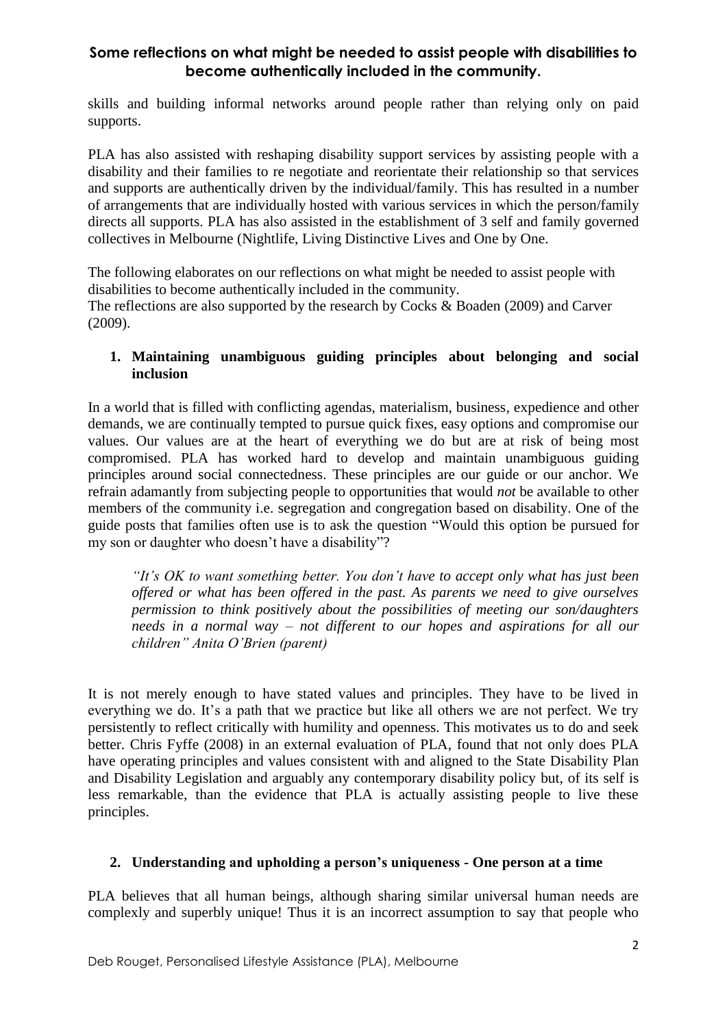skills and building informal networks around people rather than relying only on paid supports.

PLA has also assisted with reshaping disability support services by assisting people with a disability and their families to re negotiate and reorientate their relationship so that services and supports are authentically driven by the individual/family. This has resulted in a number of arrangements that are individually hosted with various services in which the person/family directs all supports. PLA has also assisted in the establishment of 3 self and family governed collectives in Melbourne (Nightlife, Living Distinctive Lives and One by One.

The following elaborates on our reflections on what might be needed to assist people with disabilities to become authentically included in the community.
The reflections are also supported by the research by Cocks & Boaden (2009) and Carver (2009).

1. **Maintaining unambiguous guiding principles about belonging and social inclusion**

In a world that is filled with conflicting agendas, materialism, business, expedience and other demands, we are continually tempted to pursue quick fixes, easy options and compromise our values. Our values are at the heart of everything we do but are at risk of being most compromised. PLA has worked hard to develop and maintain unambiguous guiding principles around social connectedness. These principles are our guide or our anchor. We refrain adamantly from subjecting people to opportunities that would *not* be available to other members of the community i.e. segregation and congregation based on disability. One of the guide posts that families often use is to ask the question "Would this option be pursued for my son or daughter who doesn't have a disability"?

> *"It's OK to want something better. You don't have to accept only what has just been offered or what has been offered in the past. As parents we need to give ourselves permission to think positively about the possibilities of meeting our son/daughters needs in a normal way – not different to our hopes and aspirations for all our children" Anita O'Brien (parent)*

It is not merely enough to have stated values and principles. They have to be lived in everything we do. It's a path that we practice but like all others we are not perfect. We try persistently to reflect critically with humility and openness. This motivates us to do and seek better. Chris Fyffe (2008) in an external evaluation of PLA, found that not only does PLA have operating principles and values consistent with and aligned to the State Disability Plan and Disability Legislation and arguably any contemporary disability policy but, of its self is less remarkable, than the evidence that PLA is actually assisting people to live these principles.

2. **Understanding and upholding a person's uniqueness - One person at a time**

PLA believes that all human beings, although sharing similar universal human needs are complexly and superbly unique! Thus it is an incorrect assumption to say that people who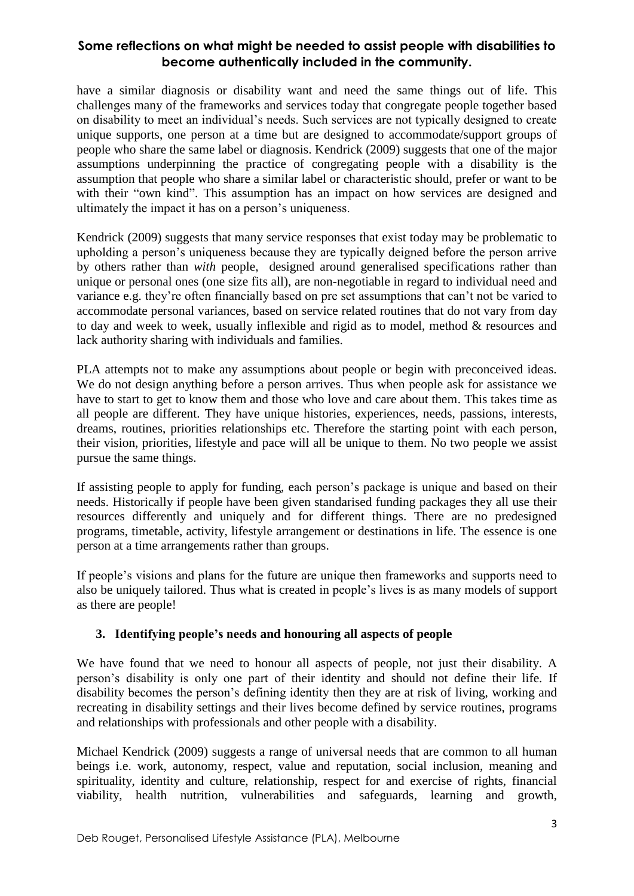have a similar diagnosis or disability want and need the same things out of life. This challenges many of the frameworks and services today that congregate people together based on disability to meet an individual's needs. Such services are not typically designed to create unique supports, one person at a time but are designed to accommodate/support groups of people who share the same label or diagnosis. Kendrick (2009) suggests that one of the major assumptions underpinning the practice of congregating people with a disability is the assumption that people who share a similar label or characteristic should, prefer or want to be with their "own kind". This assumption has an impact on how services are designed and ultimately the impact it has on a person's uniqueness.

Kendrick (2009) suggests that many service responses that exist today may be problematic to upholding a person's uniqueness because they are typically deigned before the person arrive by others rather than *with* people, designed around generalised specifications rather than unique or personal ones (one size fits all), are non-negotiable in regard to individual need and variance e.g. they're often financially based on pre set assumptions that can't not be varied to accommodate personal variances, based on service related routines that do not vary from day to day and week to week, usually inflexible and rigid as to model, method & resources and lack authority sharing with individuals and families.

PLA attempts not to make any assumptions about people or begin with preconceived ideas. We do not design anything before a person arrives. Thus when people ask for assistance we have to start to get to know them and those who love and care about them. This takes time as all people are different. They have unique histories, experiences, needs, passions, interests, dreams, routines, priorities relationships etc. Therefore the starting point with each person, their vision, priorities, lifestyle and pace will all be unique to them. No two people we assist pursue the same things.

If assisting people to apply for funding, each person's package is unique and based on their needs. Historically if people have been given standarised funding packages they all use their resources differently and uniquely and for different things. There are no predesigned programs, timetable, activity, lifestyle arrangement or destinations in life. The essence is one person at a time arrangements rather than groups.

If people's visions and plans for the future are unique then frameworks and supports need to also be uniquely tailored. Thus what is created in people's lives is as many models of support as there are people!

### 3. Identifying people's needs and honouring all aspects of people

We have found that we need to honour all aspects of people, not just their disability. A person's disability is only one part of their identity and should not define their life. If disability becomes the person's defining identity then they are at risk of living, working and recreating in disability settings and their lives become defined by service routines, programs and relationships with professionals and other people with a disability.

Michael Kendrick (2009) suggests a range of universal needs that are common to all human beings i.e. work, autonomy, respect, value and reputation, social inclusion, meaning and spirituality, identity and culture, relationship, respect for and exercise of rights, financial viability, health nutrition, vulnerabilities and safeguards, learning and growth,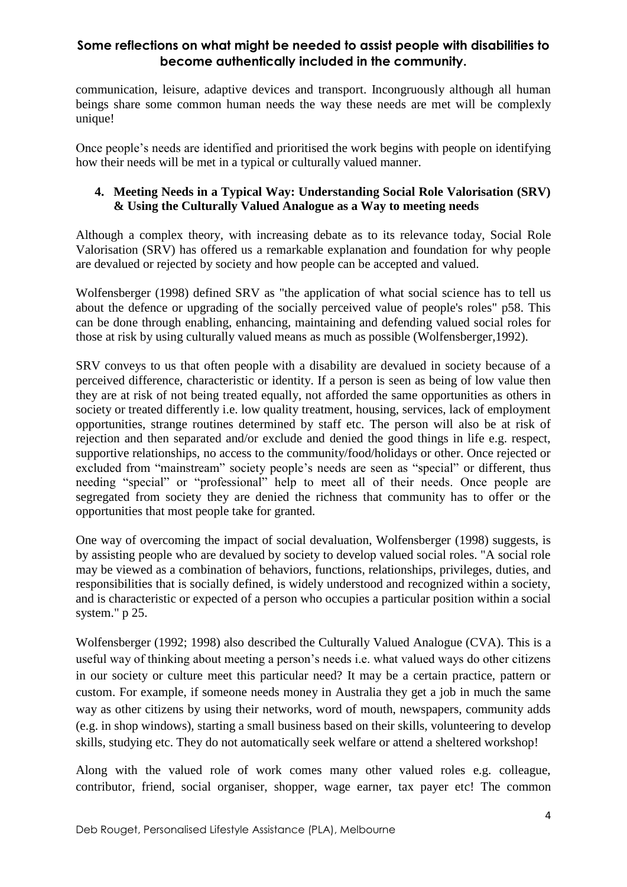communication, leisure, adaptive devices and transport. Incongruously although all human beings share some common human needs the way these needs are met will be complexly unique!

Once people's needs are identified and prioritised the work begins with people on identifying how their needs will be met in a typical or culturally valued manner.

## 4. Meeting Needs in a Typical Way: Understanding Social Role Valorisation (SRV) & Using the Culturally Valued Analogue as a Way to meeting needs

Although a complex theory, with increasing debate as to its relevance today, Social Role Valorisation (SRV) has offered us a remarkable explanation and foundation for why people are devalued or rejected by society and how people can be accepted and valued.

Wolfensberger (1998) defined SRV as "the application of what social science has to tell us about the defence or upgrading of the socially perceived value of people's roles" p58. This can be done through enabling, enhancing, maintaining and defending valued social roles for those at risk by using culturally valued means as much as possible (Wolfensberger,1992).

SRV conveys to us that often people with a disability are devalued in society because of a perceived difference, characteristic or identity. If a person is seen as being of low value then they are at risk of not being treated equally, not afforded the same opportunities as others in society or treated differently i.e. low quality treatment, housing, services, lack of employment opportunities, strange routines determined by staff etc. The person will also be at risk of rejection and then separated and/or exclude and denied the good things in life e.g. respect, supportive relationships, no access to the community/food/holidays or other. Once rejected or excluded from "mainstream" society people's needs are seen as "special" or different, thus needing "special" or "professional" help to meet all of their needs. Once people are segregated from society they are denied the richness that community has to offer or the opportunities that most people take for granted.

One way of overcoming the impact of social devaluation, Wolfensberger (1998) suggests, is by assisting people who are devalued by society to develop valued social roles. "A social role may be viewed as a combination of behaviors, functions, relationships, privileges, duties, and responsibilities that is socially defined, is widely understood and recognized within a society, and is characteristic or expected of a person who occupies a particular position within a social system." p 25.

Wolfensberger (1992; 1998) also described the Culturally Valued Analogue (CVA). This is a useful way of thinking about meeting a person's needs i.e. what valued ways do other citizens in our society or culture meet this particular need? It may be a certain practice, pattern or custom. For example, if someone needs money in Australia they get a job in much the same way as other citizens by using their networks, word of mouth, newspapers, community adds (e.g. in shop windows), starting a small business based on their skills, volunteering to develop skills, studying etc. They do not automatically seek welfare or attend a sheltered workshop!

Along with the valued role of work comes many other valued roles e.g. colleague, contributor, friend, social organiser, shopper, wage earner, tax payer etc! The common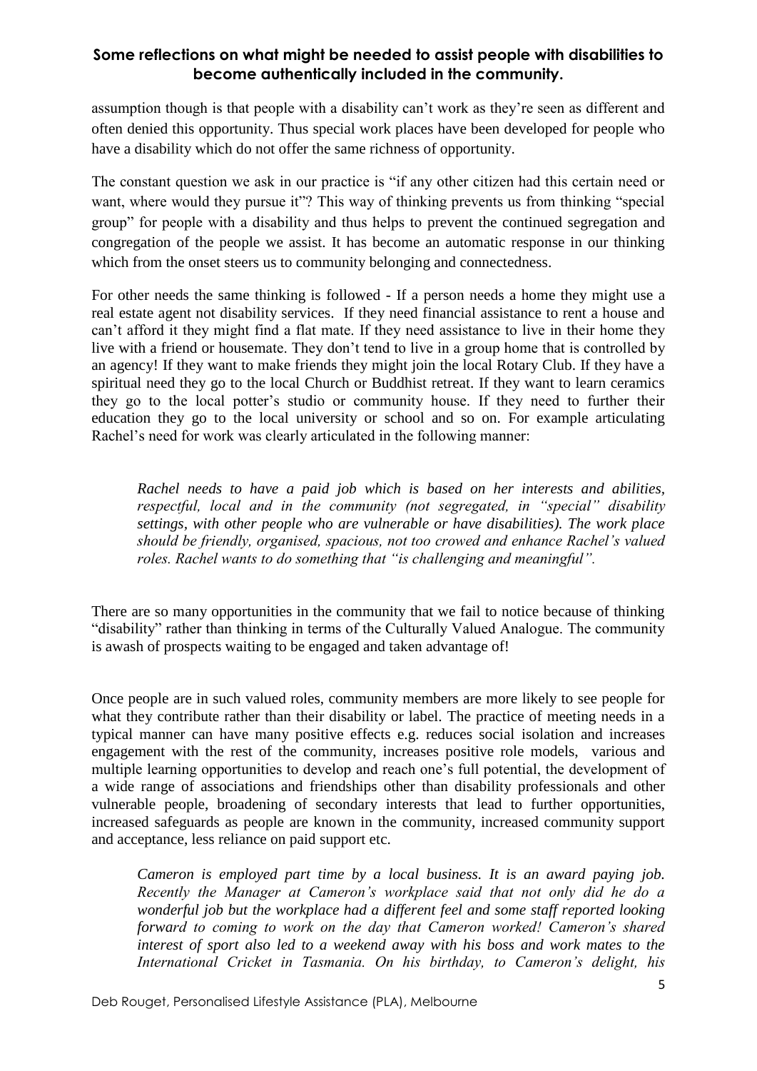assumption though is that people with a disability can't work as they're seen as different and often denied this opportunity. Thus special work places have been developed for people who have a disability which do not offer the same richness of opportunity.

The constant question we ask in our practice is "if any other citizen had this certain need or want, where would they pursue it"? This way of thinking prevents us from thinking "special group" for people with a disability and thus helps to prevent the continued segregation and congregation of the people we assist. It has become an automatic response in our thinking which from the onset steers us to community belonging and connectedness.

For other needs the same thinking is followed - If a person needs a home they might use a real estate agent not disability services. If they need financial assistance to rent a house and can't afford it they might find a flat mate. If they need assistance to live in their home they live with a friend or housemate. They don't tend to live in a group home that is controlled by an agency! If they want to make friends they might join the local Rotary Club. If they have a spiritual need they go to the local Church or Buddhist retreat. If they want to learn ceramics they go to the local potter's studio or community house. If they need to further their education they go to the local university or school and so on. For example articulating Rachel's need for work was clearly articulated in the following manner:

> *Rachel needs to have a paid job which is based on her interests and abilities, respectful, local and in the community (not segregated, in "special" disability settings, with other people who are vulnerable or have disabilities). The work place should be friendly, organised, spacious, not too crowed and enhance Rachel's valued roles. Rachel wants to do something that "is challenging and meaningful".*

There are so many opportunities in the community that we fail to notice because of thinking "disability" rather than thinking in terms of the Culturally Valued Analogue. The community is awash of prospects waiting to be engaged and taken advantage of!

Once people are in such valued roles, community members are more likely to see people for what they contribute rather than their disability or label. The practice of meeting needs in a typical manner can have many positive effects e.g. reduces social isolation and increases engagement with the rest of the community, increases positive role models, various and multiple learning opportunities to develop and reach one's full potential, the development of a wide range of associations and friendships other than disability professionals and other vulnerable people, broadening of secondary interests that lead to further opportunities, increased safeguards as people are known in the community, increased community support and acceptance, less reliance on paid support etc.

> *Cameron is employed part time by a local business. It is an award paying job. Recently the Manager at Cameron's workplace said that not only did he do a wonderful job but the workplace had a different feel and some staff reported looking forward to coming to work on the day that Cameron worked! Cameron's shared interest of sport also led to a weekend away with his boss and work mates to the International Cricket in Tasmania. On his birthday, to Cameron's delight, his*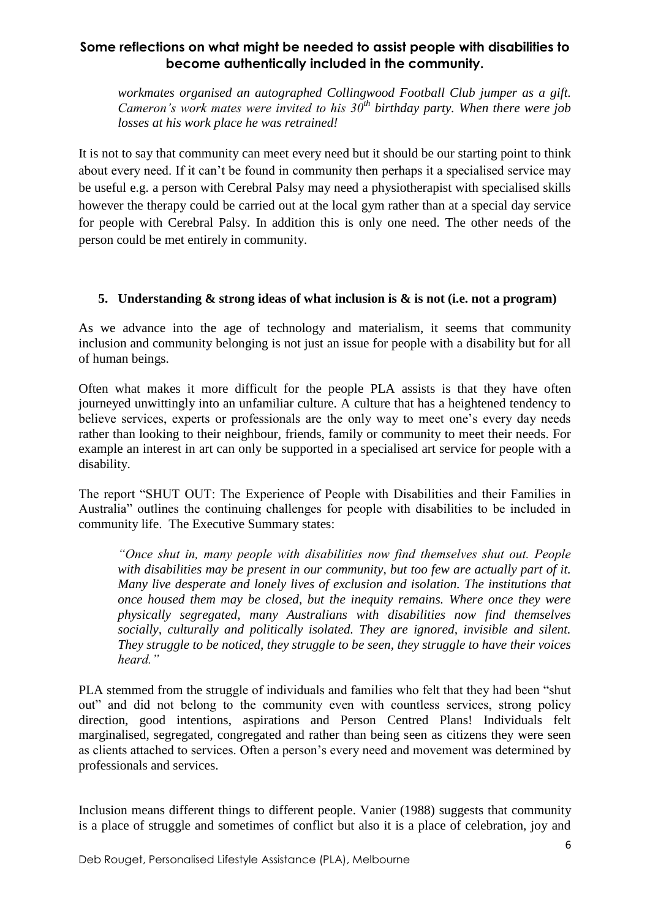*workmates organised an autographed Collingwood Football Club jumper as a gift. Cameron's work mates were invited to his 30th birthday party. When there were job losses at his work place he was retrained!*

It is not to say that community can meet every need but it should be our starting point to think about every need. If it can't be found in community then perhaps it a specialised service may be useful e.g. a person with Cerebral Palsy may need a physiotherapist with specialised skills however the therapy could be carried out at the local gym rather than at a special day service for people with Cerebral Palsy. In addition this is only one need. The other needs of the person could be met entirely in community.

## 5. Understanding & strong ideas of what inclusion is & is not (i.e. not a program)

As we advance into the age of technology and materialism, it seems that community inclusion and community belonging is not just an issue for people with a disability but for all of human beings.

Often what makes it more difficult for the people PLA assists is that they have often journeyed unwittingly into an unfamiliar culture. A culture that has a heightened tendency to believe services, experts or professionals are the only way to meet one's every day needs rather than looking to their neighbour, friends, family or community to meet their needs. For example an interest in art can only be supported in a specialised art service for people with a disability.

The report "SHUT OUT: The Experience of People with Disabilities and their Families in Australia" outlines the continuing challenges for people with disabilities to be included in community life. The Executive Summary states:

> *"Once shut in, many people with disabilities now find themselves shut out. People with disabilities may be present in our community, but too few are actually part of it. Many live desperate and lonely lives of exclusion and isolation. The institutions that once housed them may be closed, but the inequity remains. Where once they were physically segregated, many Australians with disabilities now find themselves socially, culturally and politically isolated. They are ignored, invisible and silent. They struggle to be noticed, they struggle to be seen, they struggle to have their voices heard."*

PLA stemmed from the struggle of individuals and families who felt that they had been "shut out" and did not belong to the community even with countless services, strong policy direction, good intentions, aspirations and Person Centred Plans! Individuals felt marginalised, segregated, congregated and rather than being seen as citizens they were seen as clients attached to services. Often a person's every need and movement was determined by professionals and services.

Inclusion means different things to different people. Vanier (1988) suggests that community is a place of struggle and sometimes of conflict but also it is a place of celebration, joy and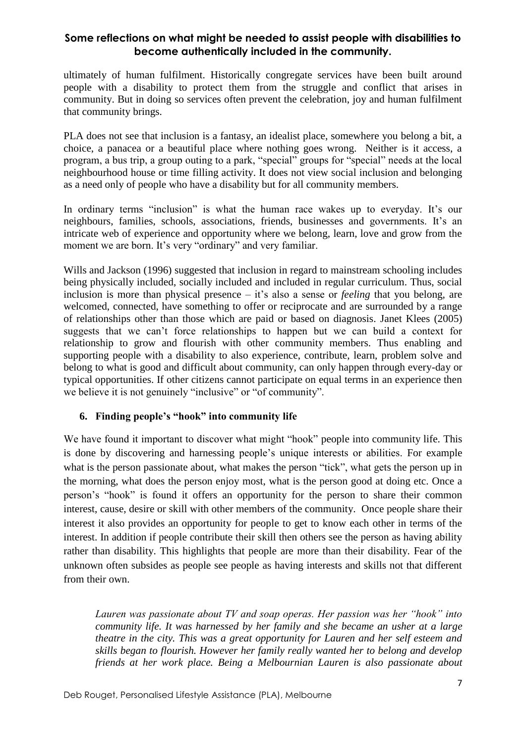ultimately of human fulfilment. Historically congregate services have been built around people with a disability to protect them from the struggle and conflict that arises in community. But in doing so services often prevent the celebration, joy and human fulfilment that community brings.

PLA does not see that inclusion is a fantasy, an idealist place, somewhere you belong a bit, a choice, a panacea or a beautiful place where nothing goes wrong. Neither is it access, a program, a bus trip, a group outing to a park, "special" groups for "special" needs at the local neighbourhood house or time filling activity. It does not view social inclusion and belonging as a need only of people who have a disability but for all community members.

In ordinary terms "inclusion" is what the human race wakes up to everyday. It's our neighbours, families, schools, associations, friends, businesses and governments. It's an intricate web of experience and opportunity where we belong, learn, love and grow from the moment we are born. It's very "ordinary" and very familiar.

Wills and Jackson (1996) suggested that inclusion in regard to mainstream schooling includes being physically included, socially included and included in regular curriculum. Thus, social inclusion is more than physical presence – it's also a sense or *feeling* that you belong, are welcomed, connected, have something to offer or reciprocate and are surrounded by a range of relationships other than those which are paid or based on diagnosis. Janet Klees (2005) suggests that we can't force relationships to happen but we can build a context for relationship to grow and flourish with other community members. Thus enabling and supporting people with a disability to also experience, contribute, learn, problem solve and belong to what is good and difficult about community, can only happen through every-day or typical opportunities. If other citizens cannot participate on equal terms in an experience then we believe it is not genuinely "inclusive" or "of community".

### 6. Finding people's "hook" into community life

We have found it important to discover what might "hook" people into community life. This is done by discovering and harnessing people's unique interests or abilities. For example what is the person passionate about, what makes the person "tick", what gets the person up in the morning, what does the person enjoy most, what is the person good at doing etc. Once a person's "hook" is found it offers an opportunity for the person to share their common interest, cause, desire or skill with other members of the community. Once people share their interest it also provides an opportunity for people to get to know each other in terms of the interest. In addition if people contribute their skill then others see the person as having ability rather than disability. This highlights that people are more than their disability. Fear of the unknown often subsides as people see people as having interests and skills not that different from their own.

> *Lauren was passionate about TV and soap operas. Her passion was her "hook" into community life. It was harnessed by her family and she became an usher at a large theatre in the city. This was a great opportunity for Lauren and her self esteem and skills began to flourish. However her family really wanted her to belong and develop friends at her work place. Being a Melbournian Lauren is also passionate about*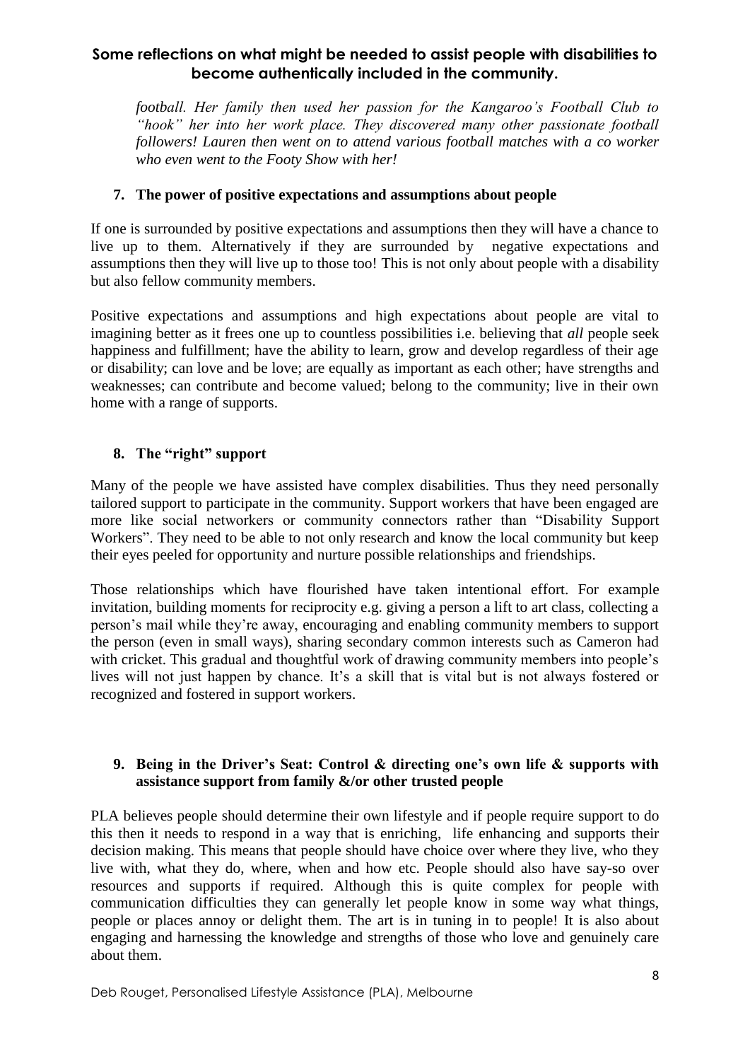*football. Her family then used her passion for the Kangaroo's Football Club to "hook" her into her work place. They discovered many other passionate football followers! Lauren then went on to attend various football matches with a co worker who even went to the Footy Show with her!*

### 7. The power of positive expectations and assumptions about people

If one is surrounded by positive expectations and assumptions then they will have a chance to live up to them. Alternatively if they are surrounded by negative expectations and assumptions then they will live up to those too! This is not only about people with a disability but also fellow community members.

Positive expectations and assumptions and high expectations about people are vital to imagining better as it frees one up to countless possibilities i.e. believing that *all* people seek happiness and fulfillment; have the ability to learn, grow and develop regardless of their age or disability; can love and be love; are equally as important as each other; have strengths and weaknesses; can contribute and become valued; belong to the community; live in their own home with a range of supports.

### 8. The "right" support

Many of the people we have assisted have complex disabilities. Thus they need personally tailored support to participate in the community. Support workers that have been engaged are more like social networkers or community connectors rather than "Disability Support Workers". They need to be able to not only research and know the local community but keep their eyes peeled for opportunity and nurture possible relationships and friendships.

Those relationships which have flourished have taken intentional effort. For example invitation, building moments for reciprocity e.g. giving a person a lift to art class, collecting a person's mail while they're away, encouraging and enabling community members to support the person (even in small ways), sharing secondary common interests such as Cameron had with cricket. This gradual and thoughtful work of drawing community members into people's lives will not just happen by chance. It's a skill that is vital but is not always fostered or recognized and fostered in support workers.

### 9. Being in the Driver's Seat: Control & directing one's own life & supports with assistance support from family &/or other trusted people

PLA believes people should determine their own lifestyle and if people require support to do this then it needs to respond in a way that is enriching, life enhancing and supports their decision making. This means that people should have choice over where they live, who they live with, what they do, where, when and how etc. People should also have say-so over resources and supports if required. Although this is quite complex for people with communication difficulties they can generally let people know in some way what things, people or places annoy or delight them. The art is in tuning in to people! It is also about engaging and harnessing the knowledge and strengths of those who love and genuinely care about them.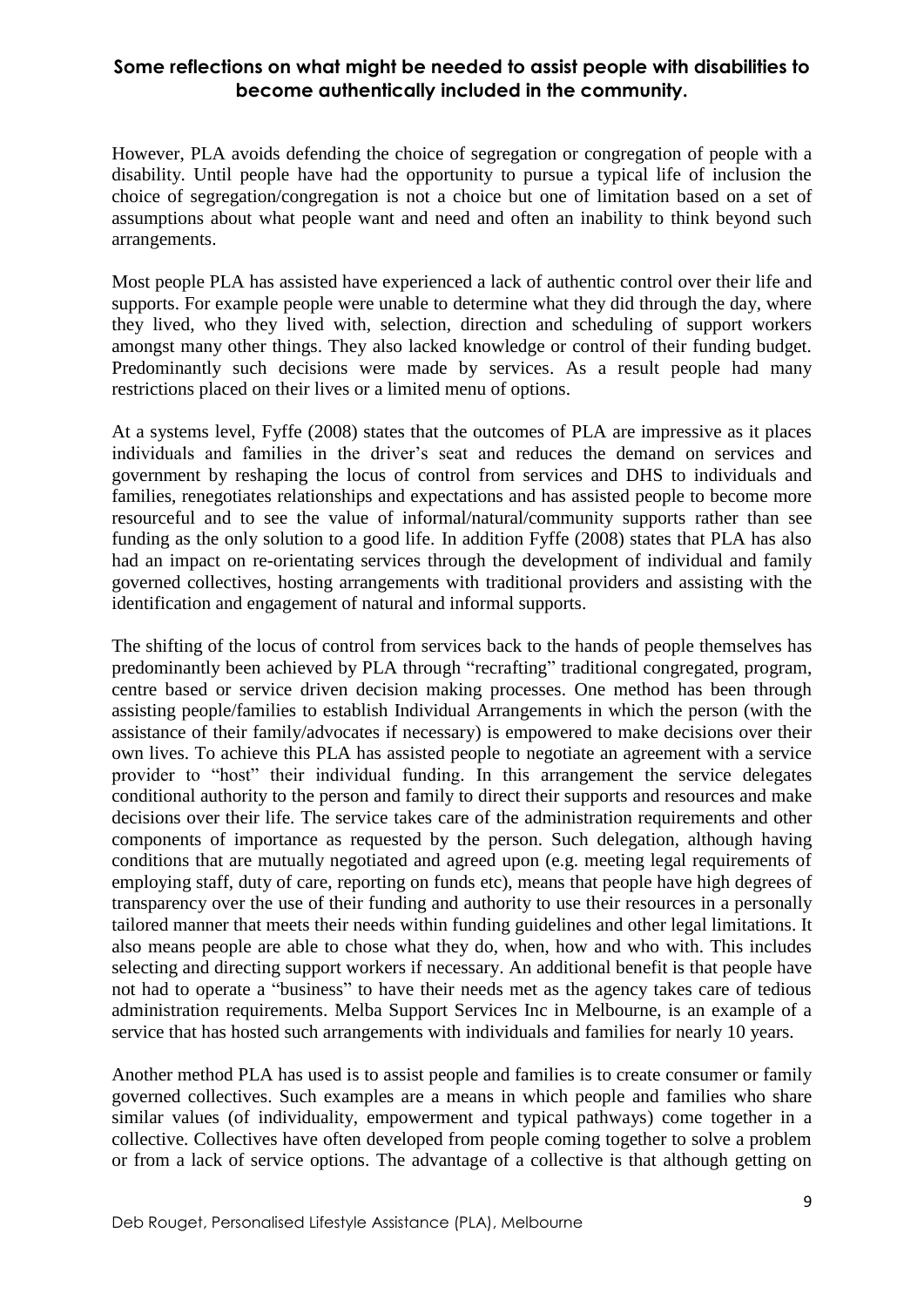However, PLA avoids defending the choice of segregation or congregation of people with a disability. Until people have had the opportunity to pursue a typical life of inclusion the choice of segregation/congregation is not a choice but one of limitation based on a set of assumptions about what people want and need and often an inability to think beyond such arrangements.

Most people PLA has assisted have experienced a lack of authentic control over their life and supports. For example people were unable to determine what they did through the day, where they lived, who they lived with, selection, direction and scheduling of support workers amongst many other things. They also lacked knowledge or control of their funding budget. Predominantly such decisions were made by services. As a result people had many restrictions placed on their lives or a limited menu of options.

At a systems level, Fyffe (2008) states that the outcomes of PLA are impressive as it places individuals and families in the driver's seat and reduces the demand on services and government by reshaping the locus of control from services and DHS to individuals and families, renegotiates relationships and expectations and has assisted people to become more resourceful and to see the value of informal/natural/community supports rather than see funding as the only solution to a good life. In addition Fyffe (2008) states that PLA has also had an impact on re-orientating services through the development of individual and family governed collectives, hosting arrangements with traditional providers and assisting with the identification and engagement of natural and informal supports.

The shifting of the locus of control from services back to the hands of people themselves has predominantly been achieved by PLA through "recrafting" traditional congregated, program, centre based or service driven decision making processes. One method has been through assisting people/families to establish Individual Arrangements in which the person (with the assistance of their family/advocates if necessary) is empowered to make decisions over their own lives. To achieve this PLA has assisted people to negotiate an agreement with a service provider to "host" their individual funding. In this arrangement the service delegates conditional authority to the person and family to direct their supports and resources and make decisions over their life. The service takes care of the administration requirements and other components of importance as requested by the person. Such delegation, although having conditions that are mutually negotiated and agreed upon (e.g. meeting legal requirements of employing staff, duty of care, reporting on funds etc), means that people have high degrees of transparency over the use of their funding and authority to use their resources in a personally tailored manner that meets their needs within funding guidelines and other legal limitations. It also means people are able to chose what they do, when, how and who with. This includes selecting and directing support workers if necessary. An additional benefit is that people have not had to operate a "business" to have their needs met as the agency takes care of tedious administration requirements. Melba Support Services Inc in Melbourne, is an example of a service that has hosted such arrangements with individuals and families for nearly 10 years.

Another method PLA has used is to assist people and families is to create consumer or family governed collectives. Such examples are a means in which people and families who share similar values (of individuality, empowerment and typical pathways) come together in a collective. Collectives have often developed from people coming together to solve a problem or from a lack of service options. The advantage of a collective is that although getting on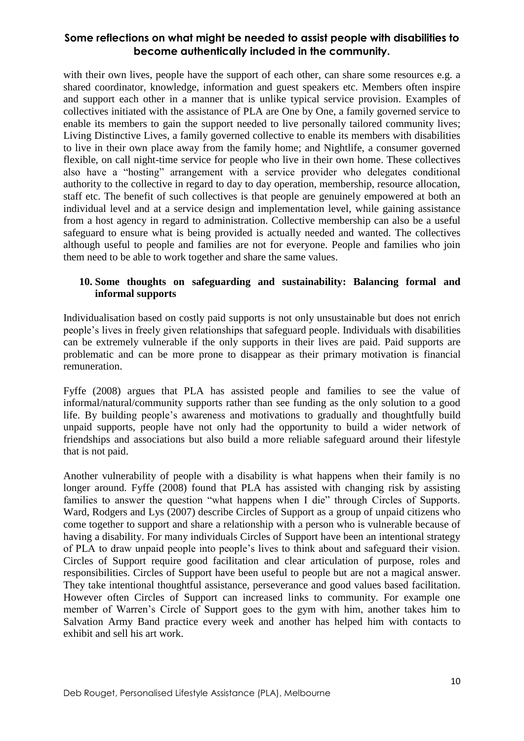with their own lives, people have the support of each other, can share some resources e.g. a shared coordinator, knowledge, information and guest speakers etc. Members often inspire and support each other in a manner that is unlike typical service provision. Examples of collectives initiated with the assistance of PLA are One by One, a family governed service to enable its members to gain the support needed to live personally tailored community lives; Living Distinctive Lives, a family governed collective to enable its members with disabilities to live in their own place away from the family home; and Nightlife, a consumer governed flexible, on call night-time service for people who live in their own home. These collectives also have a "hosting" arrangement with a service provider who delegates conditional authority to the collective in regard to day to day operation, membership, resource allocation, staff etc. The benefit of such collectives is that people are genuinely empowered at both an individual level and at a service design and implementation level, while gaining assistance from a host agency in regard to administration. Collective membership can also be a useful safeguard to ensure what is being provided is actually needed and wanted. The collectives although useful to people and families are not for everyone. People and families who join them need to be able to work together and share the same values.

## 10. Some thoughts on safeguarding and sustainability: Balancing formal and informal supports

Individualisation based on costly paid supports is not only unsustainable but does not enrich people's lives in freely given relationships that safeguard people. Individuals with disabilities can be extremely vulnerable if the only supports in their lives are paid. Paid supports are problematic and can be more prone to disappear as their primary motivation is financial remuneration.

Fyffe (2008) argues that PLA has assisted people and families to see the value of informal/natural/community supports rather than see funding as the only solution to a good life. By building people's awareness and motivations to gradually and thoughtfully build unpaid supports, people have not only had the opportunity to build a wider network of friendships and associations but also build a more reliable safeguard around their lifestyle that is not paid.

Another vulnerability of people with a disability is what happens when their family is no longer around. Fyffe (2008) found that PLA has assisted with changing risk by assisting families to answer the question "what happens when I die" through Circles of Supports. Ward, Rodgers and Lys (2007) describe Circles of Support as a group of unpaid citizens who come together to support and share a relationship with a person who is vulnerable because of having a disability. For many individuals Circles of Support have been an intentional strategy of PLA to draw unpaid people into people's lives to think about and safeguard their vision. Circles of Support require good facilitation and clear articulation of purpose, roles and responsibilities. Circles of Support have been useful to people but are not a magical answer. They take intentional thoughtful assistance, perseverance and good values based facilitation. However often Circles of Support can increased links to community. For example one member of Warren's Circle of Support goes to the gym with him, another takes him to Salvation Army Band practice every week and another has helped him with contacts to exhibit and sell his art work.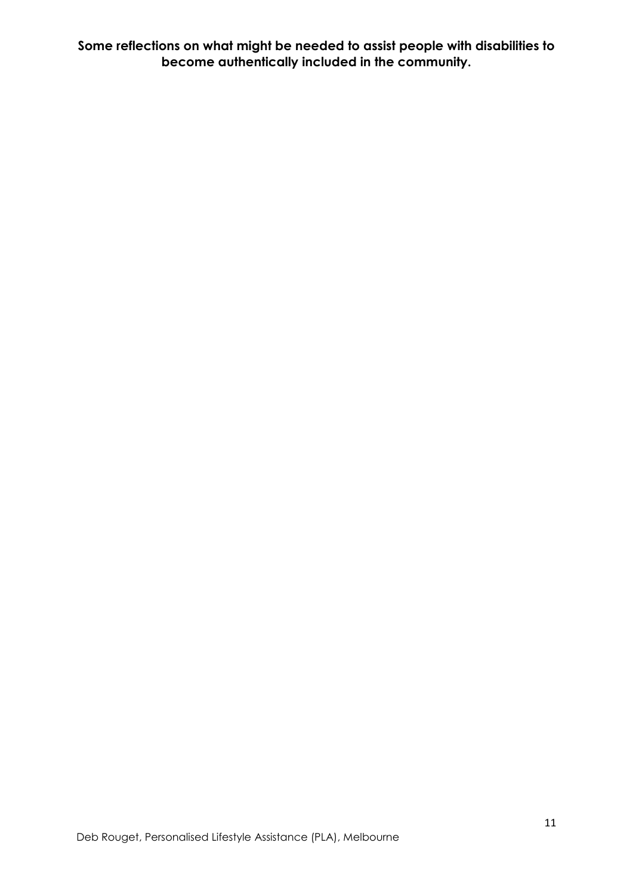**Some reflections on what might be needed to assist people with disabilities to become authentically included in the community.**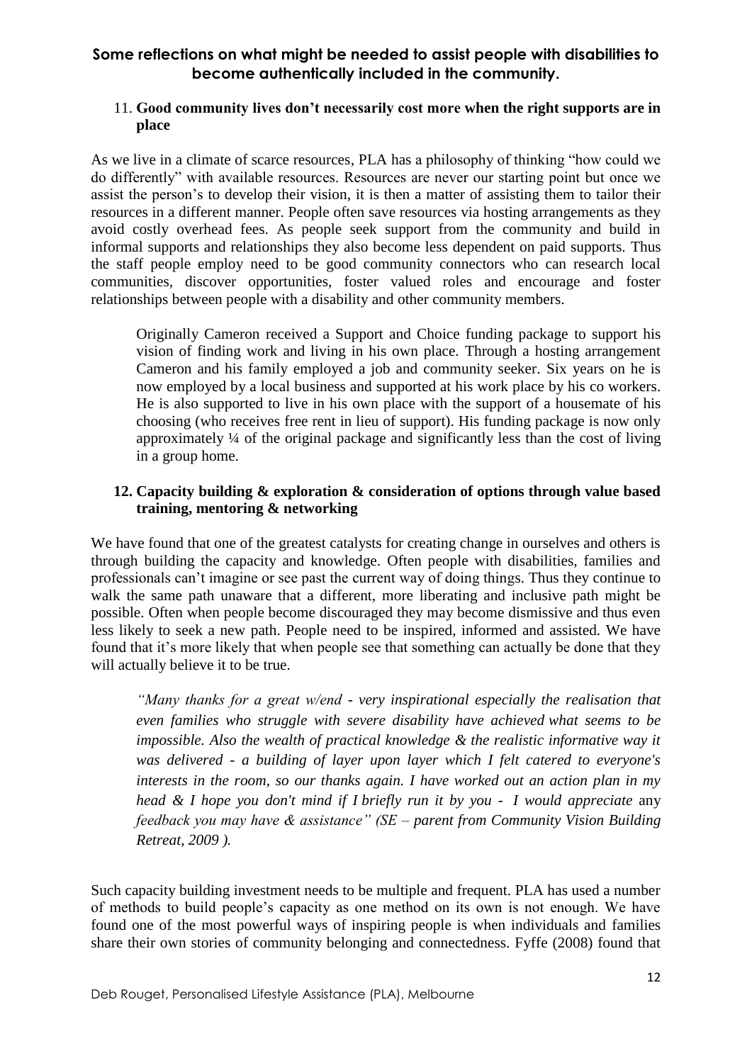## Some reflections on what might be needed to assist people with disabilities to become authentically included in the community.

11. **Good community lives don't necessarily cost more when the right supports are in place**

As we live in a climate of scarce resources, PLA has a philosophy of thinking "how could we do differently" with available resources. Resources are never our starting point but once we assist the person's to develop their vision, it is then a matter of assisting them to tailor their resources in a different manner. People often save resources via hosting arrangements as they avoid costly overhead fees. As people seek support from the community and build in informal supports and relationships they also become less dependent on paid supports. Thus the staff people employ need to be good community connectors who can research local communities, discover opportunities, foster valued roles and encourage and foster relationships between people with a disability and other community members.

> Originally Cameron received a Support and Choice funding package to support his vision of finding work and living in his own place. Through a hosting arrangement Cameron and his family employed a job and community seeker. Six years on he is now employed by a local business and supported at his work place by his co workers. He is also supported to live in his own place with the support of a housemate of his choosing (who receives free rent in lieu of support). His funding package is now only approximately ¼ of the original package and significantly less than the cost of living in a group home.

12. **Capacity building & exploration & consideration of options through value based training, mentoring & networking**

We have found that one of the greatest catalysts for creating change in ourselves and others is through building the capacity and knowledge. Often people with disabilities, families and professionals can't imagine or see past the current way of doing things. Thus they continue to walk the same path unaware that a different, more liberating and inclusive path might be possible. Often when people become discouraged they may become dismissive and thus even less likely to seek a new path. People need to be inspired, informed and assisted. We have found that it's more likely that when people see that something can actually be done that they will actually believe it to be true.

> *"Many thanks for a great w/end - very inspirational especially the realisation that even families who struggle with severe disability have achieved what seems to be impossible. Also the wealth of practical knowledge & the realistic informative way it was delivered - a building of layer upon layer which I felt catered to everyone's interests in the room, so our thanks again. I have worked out an action plan in my head & I hope you don't mind if I briefly run it by you - I would appreciate* any *feedback you may have & assistance" (SE – parent from Community Vision Building Retreat, 2009 ).*

Such capacity building investment needs to be multiple and frequent. PLA has used a number of methods to build people's capacity as one method on its own is not enough. We have found one of the most powerful ways of inspiring people is when individuals and families share their own stories of community belonging and connectedness. Fyffe (2008) found that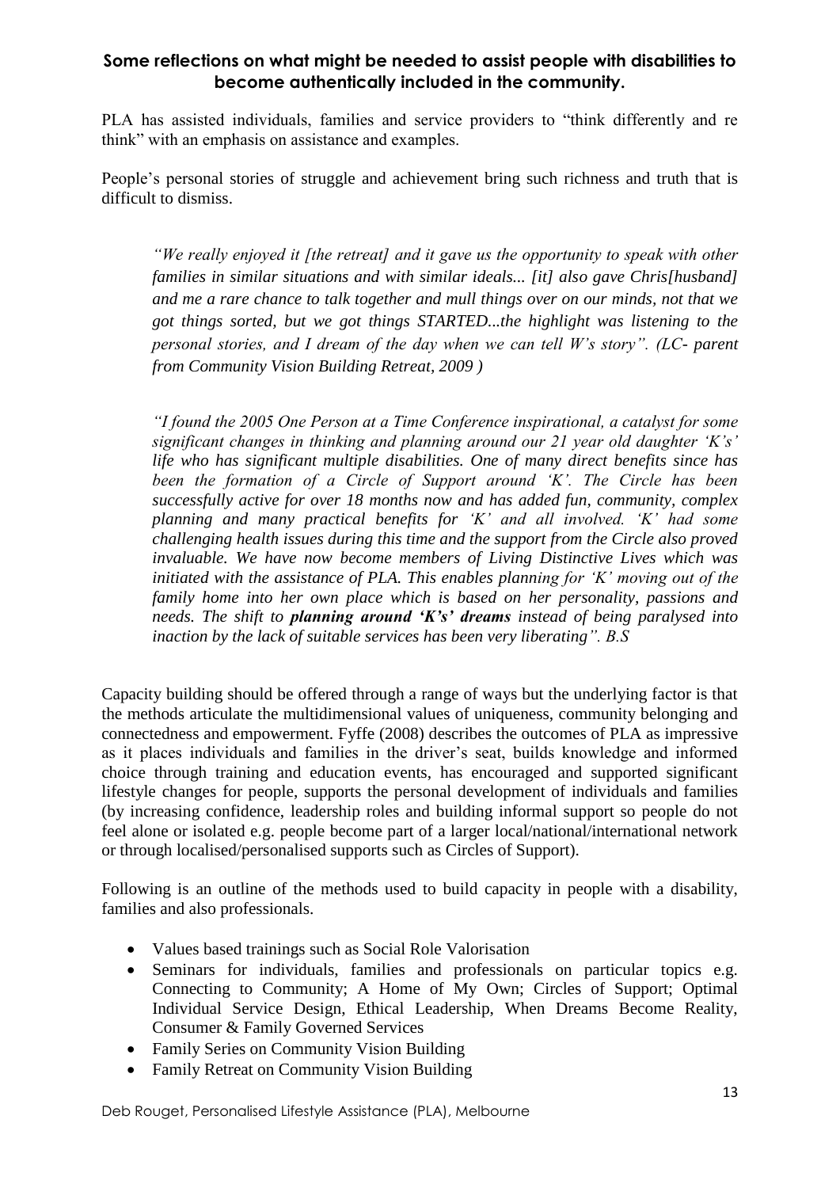## Some reflections on what might be needed to assist people with disabilities to become authentically included in the community.

PLA has assisted individuals, families and service providers to "think differently and re think" with an emphasis on assistance and examples.

People's personal stories of struggle and achievement bring such richness and truth that is difficult to dismiss.

> *"We really enjoyed it [the retreat] and it gave us the opportunity to speak with other families in similar situations and with similar ideals... [it] also gave Chris[husband] and me a rare chance to talk together and mull things over on our minds, not that we got things sorted, but we got things STARTED...the highlight was listening to the personal stories, and I dream of the day when we can tell W's story". (LC- parent from Community Vision Building Retreat, 2009 )*

> *"I found the 2005 One Person at a Time Conference inspirational, a catalyst for some significant changes in thinking and planning around our 21 year old daughter 'K's' life who has significant multiple disabilities. One of many direct benefits since has been the formation of a Circle of Support around 'K'. The Circle has been successfully active for over 18 months now and has added fun, community, complex planning and many practical benefits for 'K' and all involved. 'K' had some challenging health issues during this time and the support from the Circle also proved invaluable. We have now become members of Living Distinctive Lives which was initiated with the assistance of PLA. This enables planning for 'K' moving out of the family home into her own place which is based on her personality, passions and needs. The shift to **planning around 'K's' dreams** instead of being paralysed into inaction by the lack of suitable services has been very liberating". B.S*

Capacity building should be offered through a range of ways but the underlying factor is that the methods articulate the multidimensional values of uniqueness, community belonging and connectedness and empowerment. Fyffe (2008) describes the outcomes of PLA as impressive as it places individuals and families in the driver's seat, builds knowledge and informed choice through training and education events, has encouraged and supported significant lifestyle changes for people, supports the personal development of individuals and families (by increasing confidence, leadership roles and building informal support so people do not feel alone or isolated e.g. people become part of a larger local/national/international network or through localised/personalised supports such as Circles of Support).

Following is an outline of the methods used to build capacity in people with a disability, families and also professionals.

- Values based trainings such as Social Role Valorisation
- Seminars for individuals, families and professionals on particular topics e.g. Connecting to Community; A Home of My Own; Circles of Support; Optimal Individual Service Design, Ethical Leadership, When Dreams Become Reality, Consumer & Family Governed Services
- Family Series on Community Vision Building
- Family Retreat on Community Vision Building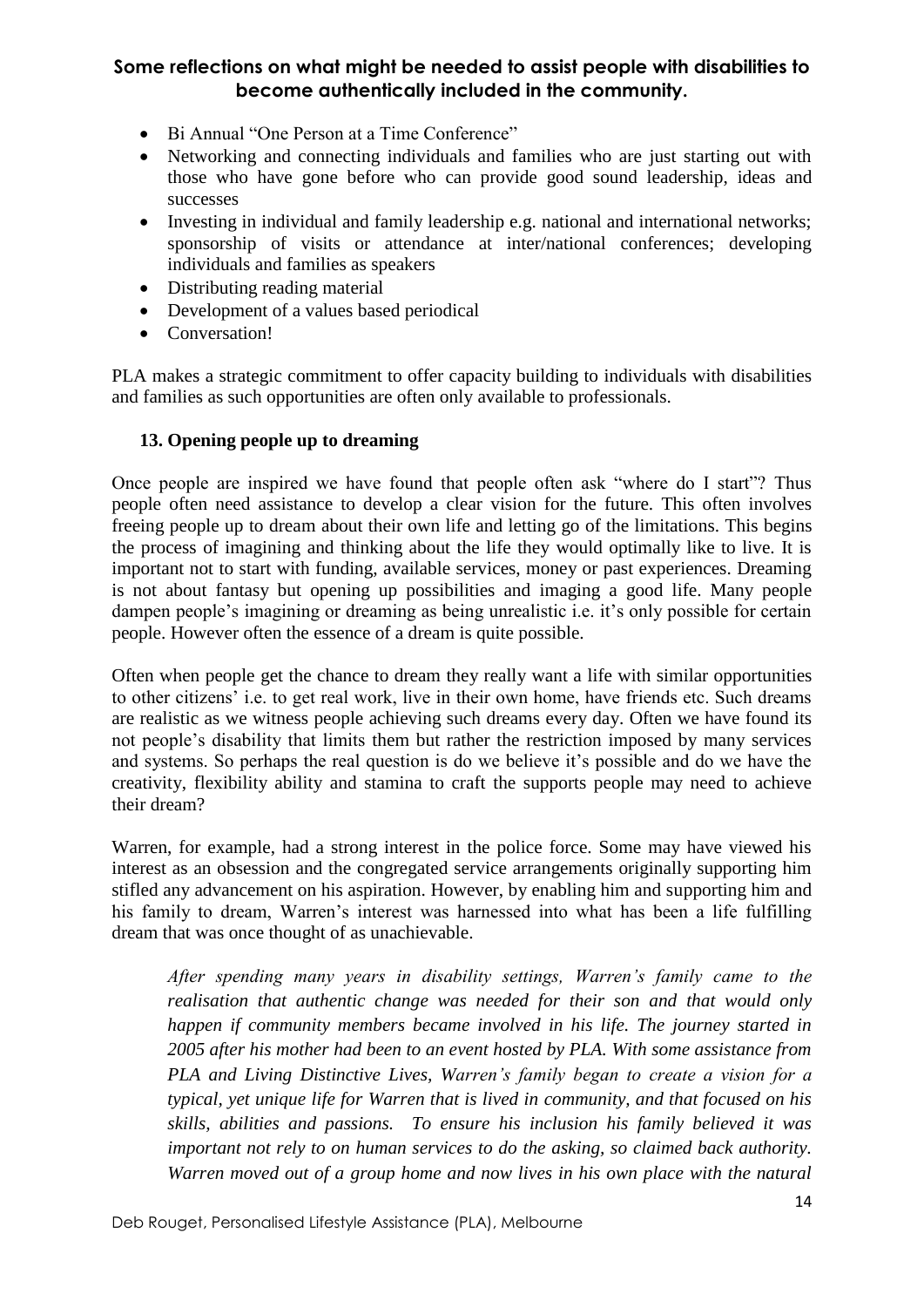## Some reflections on what might be needed to assist people with disabilities to become authentically included in the community.

- Bi Annual "One Person at a Time Conference"
- Networking and connecting individuals and families who are just starting out with those who have gone before who can provide good sound leadership, ideas and successes
- Investing in individual and family leadership e.g. national and international networks; sponsorship of visits or attendance at inter/national conferences; developing individuals and families as speakers
- Distributing reading material
- Development of a values based periodical
- Conversation!

PLA makes a strategic commitment to offer capacity building to individuals with disabilities and families as such opportunities are often only available to professionals.

### 13. Opening people up to dreaming

Once people are inspired we have found that people often ask "where do I start"? Thus people often need assistance to develop a clear vision for the future. This often involves freeing people up to dream about their own life and letting go of the limitations. This begins the process of imagining and thinking about the life they would optimally like to live. It is important not to start with funding, available services, money or past experiences. Dreaming is not about fantasy but opening up possibilities and imaging a good life. Many people dampen people's imagining or dreaming as being unrealistic i.e. it's only possible for certain people. However often the essence of a dream is quite possible.

Often when people get the chance to dream they really want a life with similar opportunities to other citizens' i.e. to get real work, live in their own home, have friends etc. Such dreams are realistic as we witness people achieving such dreams every day. Often we have found its not people's disability that limits them but rather the restriction imposed by many services and systems. So perhaps the real question is do we believe it's possible and do we have the creativity, flexibility ability and stamina to craft the supports people may need to achieve their dream?

Warren, for example, had a strong interest in the police force. Some may have viewed his interest as an obsession and the congregated service arrangements originally supporting him stifled any advancement on his aspiration. However, by enabling him and supporting him and his family to dream, Warren's interest was harnessed into what has been a life fulfilling dream that was once thought of as unachievable.

> *After spending many years in disability settings, Warren's family came to the realisation that authentic change was needed for their son and that would only happen if community members became involved in his life. The journey started in 2005 after his mother had been to an event hosted by PLA. With some assistance from PLA and Living Distinctive Lives, Warren's family began to create a vision for a typical, yet unique life for Warren that is lived in community, and that focused on his skills, abilities and passions. To ensure his inclusion his family believed it was important not rely to on human services to do the asking, so claimed back authority. Warren moved out of a group home and now lives in his own place with the natural*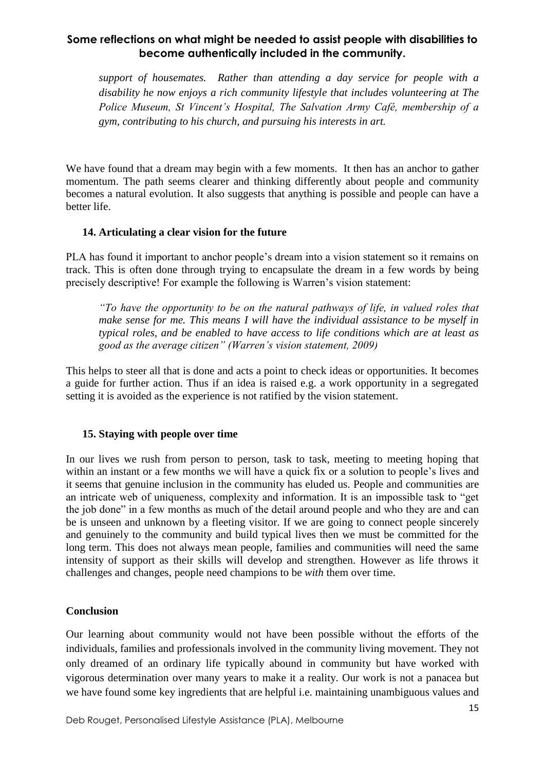*support of housemates. Rather than attending a day service for people with a disability he now enjoys a rich community lifestyle that includes volunteering at The Police Museum, St Vincent's Hospital, The Salvation Army Café, membership of a gym, contributing to his church, and pursuing his interests in art.*

We have found that a dream may begin with a few moments. It then has an anchor to gather momentum. The path seems clearer and thinking differently about people and community becomes a natural evolution. It also suggests that anything is possible and people can have a better life.

### 14. Articulating a clear vision for the future

PLA has found it important to anchor people's dream into a vision statement so it remains on track. This is often done through trying to encapsulate the dream in a few words by being precisely descriptive! For example the following is Warren's vision statement:

> *"To have the opportunity to be on the natural pathways of life, in valued roles that make sense for me. This means I will have the individual assistance to be myself in typical roles, and be enabled to have access to life conditions which are at least as good as the average citizen" (Warren's vision statement, 2009)*

This helps to steer all that is done and acts a point to check ideas or opportunities. It becomes a guide for further action. Thus if an idea is raised e.g. a work opportunity in a segregated setting it is avoided as the experience is not ratified by the vision statement.

### 15. Staying with people over time

In our lives we rush from person to person, task to task, meeting to meeting hoping that within an instant or a few months we will have a quick fix or a solution to people's lives and it seems that genuine inclusion in the community has eluded us. People and communities are an intricate web of uniqueness, complexity and information. It is an impossible task to "get the job done" in a few months as much of the detail around people and who they are and can be is unseen and unknown by a fleeting visitor. If we are going to connect people sincerely and genuinely to the community and build typical lives then we must be committed for the long term. This does not always mean people, families and communities will need the same intensity of support as their skills will develop and strengthen. However as life throws it challenges and changes, people need champions to be *with* them over time.

## Conclusion

Our learning about community would not have been possible without the efforts of the individuals, families and professionals involved in the community living movement. They not only dreamed of an ordinary life typically abound in community but have worked with vigorous determination over many years to make it a reality. Our work is not a panacea but we have found some key ingredients that are helpful i.e. maintaining unambiguous values and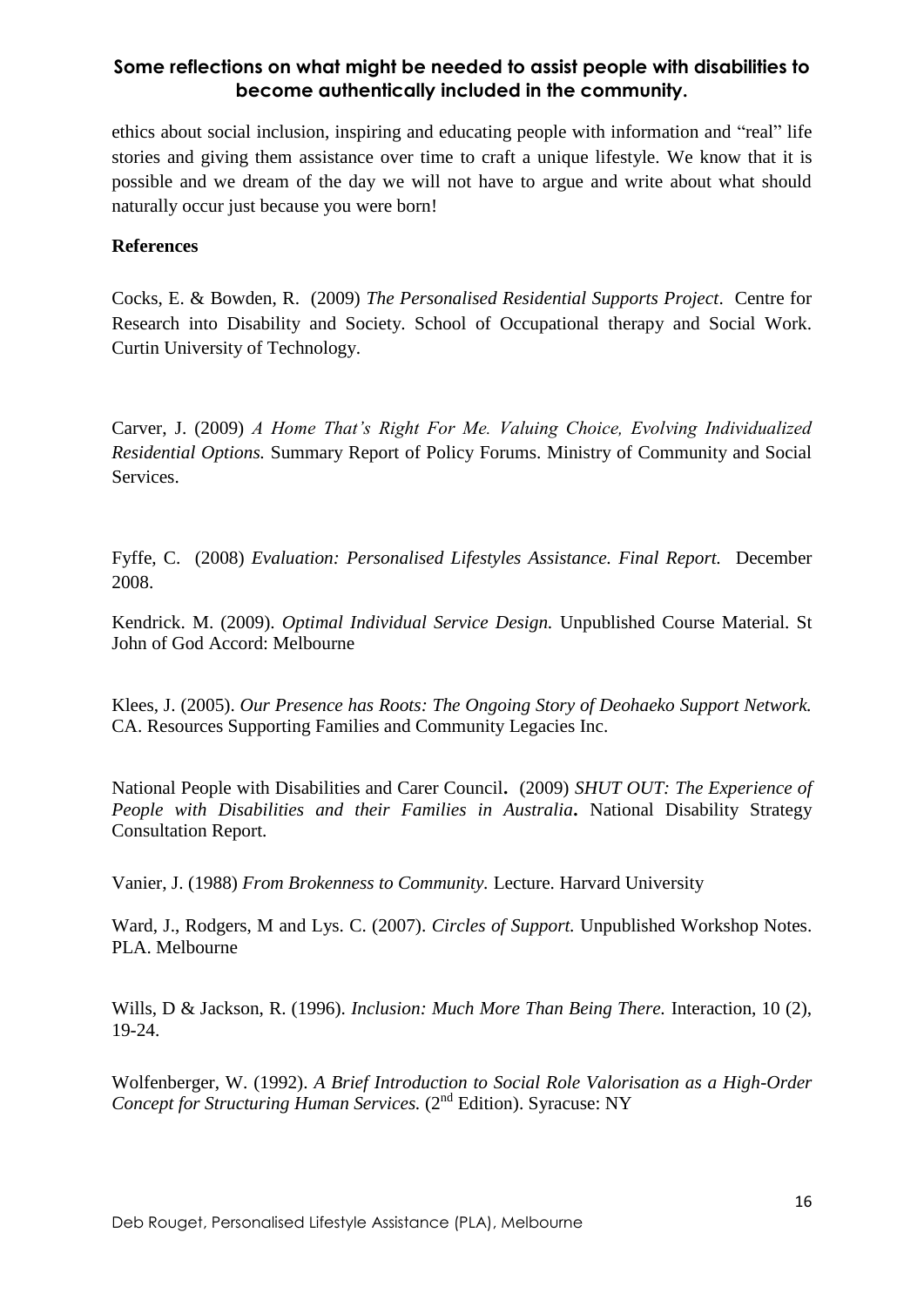ethics about social inclusion, inspiring and educating people with information and "real" life stories and giving them assistance over time to craft a unique lifestyle. We know that it is possible and we dream of the day we will not have to argue and write about what should naturally occur just because you were born!

**References**

Cocks, E. & Bowden, R. (2009) *The Personalised Residential Supports Project*. Centre for Research into Disability and Society. School of Occupational therapy and Social Work. Curtin University of Technology.

Carver, J. (2009) *A Home That's Right For Me. Valuing Choice, Evolving Individualized Residential Options.* Summary Report of Policy Forums. Ministry of Community and Social Services.

Fyffe, C. (2008) *Evaluation: Personalised Lifestyles Assistance. Final Report.* December 2008.

Kendrick. M. (2009). *Optimal Individual Service Design.* Unpublished Course Material. St John of God Accord: Melbourne

Klees, J. (2005). *Our Presence has Roots: The Ongoing Story of Deohaeko Support Network.* CA. Resources Supporting Families and Community Legacies Inc.

National People with Disabilities and Carer Council**.** (2009) *SHUT OUT: The Experience of People with Disabilities and their Families in Australia***.** National Disability Strategy Consultation Report.

Vanier, J. (1988) *From Brokenness to Community.* Lecture. Harvard University

Ward, J., Rodgers, M and Lys. C. (2007). *Circles of Support.* Unpublished Workshop Notes. PLA. Melbourne

Wills, D & Jackson, R. (1996). *Inclusion: Much More Than Being There.* Interaction, 10 (2), 19-24.

Wolfenberger, W. (1992). *A Brief Introduction to Social Role Valorisation as a High-Order Concept for Structuring Human Services.* (2nd Edition). Syracuse: NY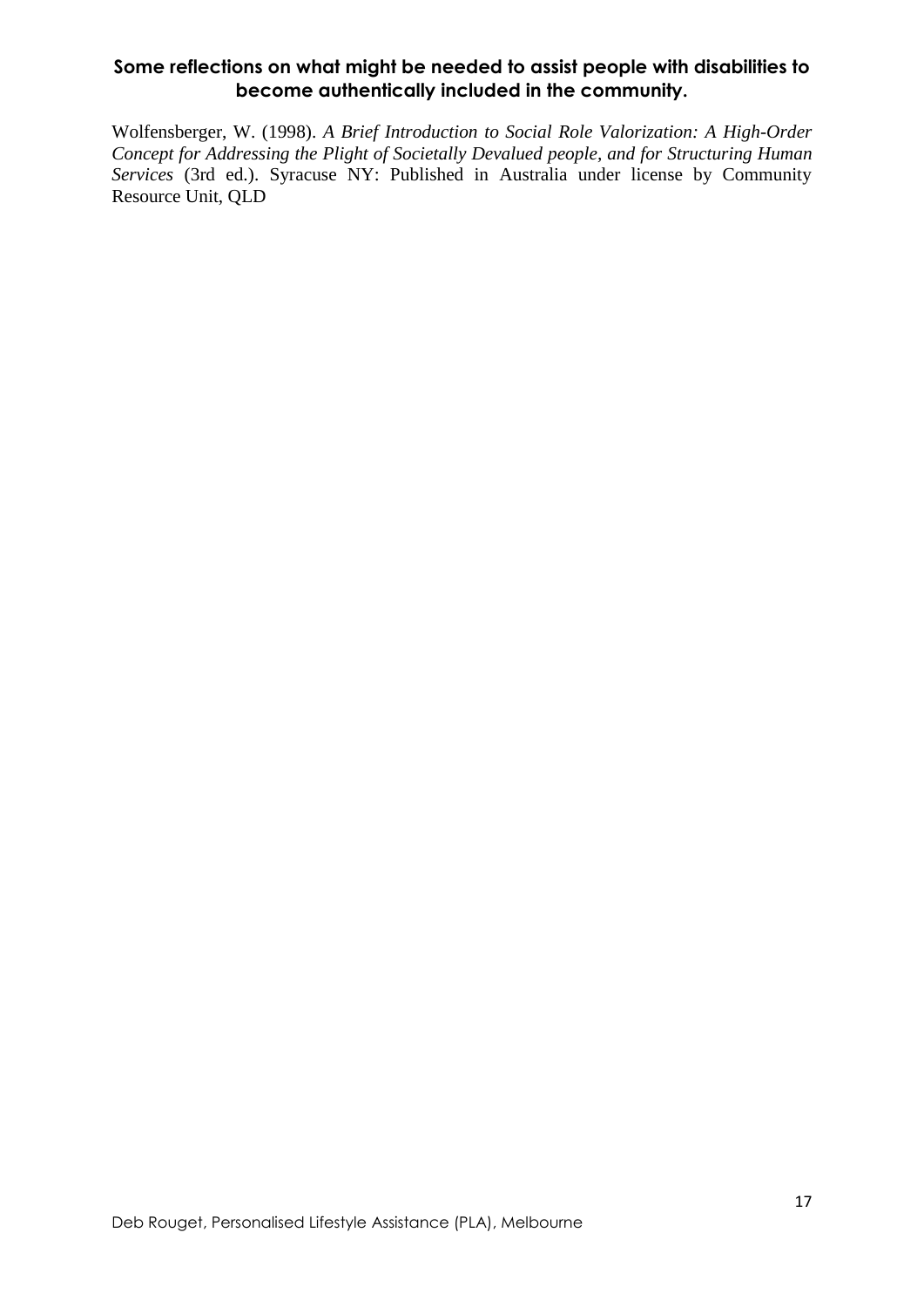Wolfensberger, W. (1998). *A Brief Introduction to Social Role Valorization: A High-Order Concept for Addressing the Plight of Societally Devalued people, and for Structuring Human Services* (3rd ed.). Syracuse NY: Published in Australia under license by Community Resource Unit, QLD